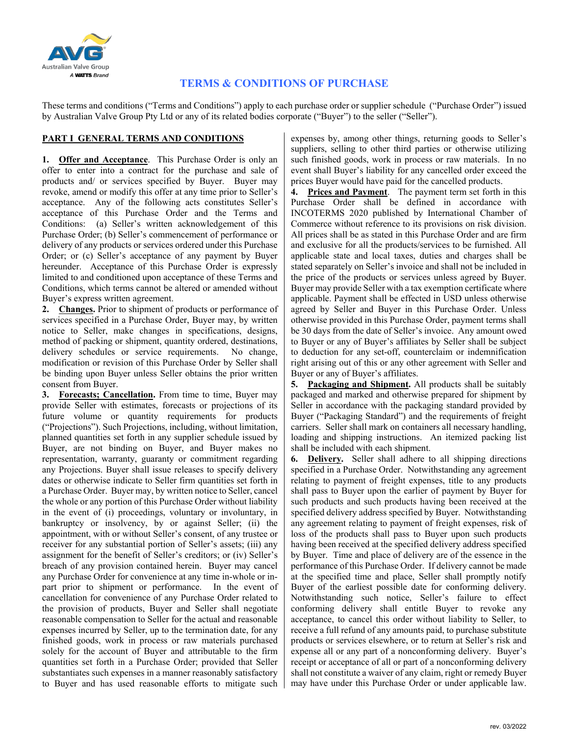# TERMS & CONDITIONS OF PURCHASE

These terms and conditions ("Terms and Conditions") apply to each purchase order or supplier schedule ("Purchase Order") issued by Australian Valve Group Pty Ltd or any of its related bodies corporate ("Buyer") to the seller ("Seller").

## PART I GENERAL TERMS AND CONDITIONS

**1. Offer and Acceptance**. This Purchase Order is only an offer to enter into a contract for the purchase and sale of products and/ or services specified by Buyer. Buyer may revoke, amend or modify this offer at any time prior to Seller's acceptance. Any of the following acts constitutes Seller's acceptance of this Purchase Order and the Terms and Conditions: (a) Seller's written acknowledgement of this Purchase Order; (b) Seller's commencement of performance or delivery of any products or services ordered under this Purchase Order; or (c) Seller's acceptance of any payment by Buyer hereunder. Acceptance of this Purchase Order is expressly limited to and conditioned upon acceptance of these Terms and Conditions, which terms cannot be altered or amended without Buyer's express written agreement.

**2. Changes.** Prior to shipment of products or performance of services specified in a Purchase Order, Buyer may, by written notice to Seller, make changes in specifications, designs, method of packing or shipment, quantity ordered, destinations, delivery schedules or service requirements. No change, modification or revision of this Purchase Order by Seller shall be binding upon Buyer unless Seller obtains the prior written consent from Buyer.

**3. Forecasts; Cancellation.** From time to time, Buyer may provide Seller with estimates, forecasts or projections of its future volume or quantity requirements for products ("Projections"). Such Projections, including, without limitation, planned quantities set forth in any supplier schedule issued by Buyer, are not binding on Buyer, and Buyer makes no representation, warranty, guaranty or commitment regarding any Projections. Buyer shall issue releases to specify delivery dates or otherwise indicate to Seller firm quantities set forth in a Purchase Order. Buyer may, by written notice to Seller, cancel the whole or any portion of this Purchase Order without liability in the event of (i) proceedings, voluntary or involuntary, in bankruptcy or insolvency, by or against Seller; (ii) the appointment, with or without Seller's consent, of any trustee or receiver for any substantial portion of Seller's assets; (iii) any assignment for the benefit of Seller's creditors; or (iv) Seller's breach of any provision contained herein. Buyer may cancel any Purchase Order for convenience at any time in-whole or in-part prior to shipment or performance. In the event of cancellation for convenience of any Purchase Order related to the provision of products, Buyer and Seller shall negotiate reasonable compensation to Seller for the actual and reasonable expenses incurred by Seller, up to the termination date, for any finished goods, work in process or raw materials purchased solely for the account of Buyer and attributable to the firm quantities set forth in a Purchase Order; provided that Seller substantiates such expenses in a manner reasonably satisfactory to Buyer and has used reasonable efforts to mitigate such expenses by, among other things, returning goods to Seller's suppliers, selling to other third parties or otherwise utilizing such finished goods, work in process or raw materials. In no event shall Buyer's liability for any cancelled order exceed the prices Buyer would have paid for the cancelled products.

**4. Prices and Payment**. The payment term set forth in this Purchase Order shall be defined in accordance with INCOTERMS 2020 published by International Chamber of Commerce without reference to its provisions on risk division. All prices shall be as stated in this Purchase Order and are firm and exclusive for all the products/services to be furnished. All applicable state and local taxes, duties and charges shall be stated separately on Seller's invoice and shall not be included in the price of the products or services unless agreed by Buyer. Buyer may provide Seller with a tax exemption certificate where applicable. Payment shall be effected in USD unless otherwise agreed by Seller and Buyer in this Purchase Order. Unless otherwise provided in this Purchase Order, payment terms shall be 30 days from the date of Seller's invoice. Any amount owed to Buyer or any of Buyer's affiliates by Seller shall be subject to deduction for any set-off, counterclaim or indemnification right arising out of this or any other agreement with Seller and Buyer or any of Buyer's affiliates.

**5. Packaging and Shipment.** All products shall be suitably packaged and marked and otherwise prepared for shipment by Seller in accordance with the packaging standard provided by Buyer ("Packaging Standard") and the requirements of freight carriers. Seller shall mark on containers all necessary handling, loading and shipping instructions. An itemized packing list shall be included with each shipment.

**6. Delivery.** Seller shall adhere to all shipping directions specified in a Purchase Order. Notwithstanding any agreement relating to payment of freight expenses, title to any products shall pass to Buyer upon the earlier of payment by Buyer for such products and such products having been received at the specified delivery address specified by Buyer. Notwithstanding any agreement relating to payment of freight expenses, risk of loss of the products shall pass to Buyer upon such products having been received at the specified delivery address specified by Buyer. Time and place of delivery are of the essence in the performance of this Purchase Order. If delivery cannot be made at the specified time and place, Seller shall promptly notify Buyer of the earliest possible date for conforming delivery. Notwithstanding such notice, Seller's failure to effect conforming delivery shall entitle Buyer to revoke any acceptance, to cancel this order without liability to Seller, to receive a full refund of any amounts paid, to purchase substitute products or services elsewhere, or to return at Seller's risk and expense all or any part of a nonconforming delivery. Buyer's receipt or acceptance of all or part of a nonconforming delivery shall not constitute a waiver of any claim, right or remedy Buyer may have under this Purchase Order or under applicable law.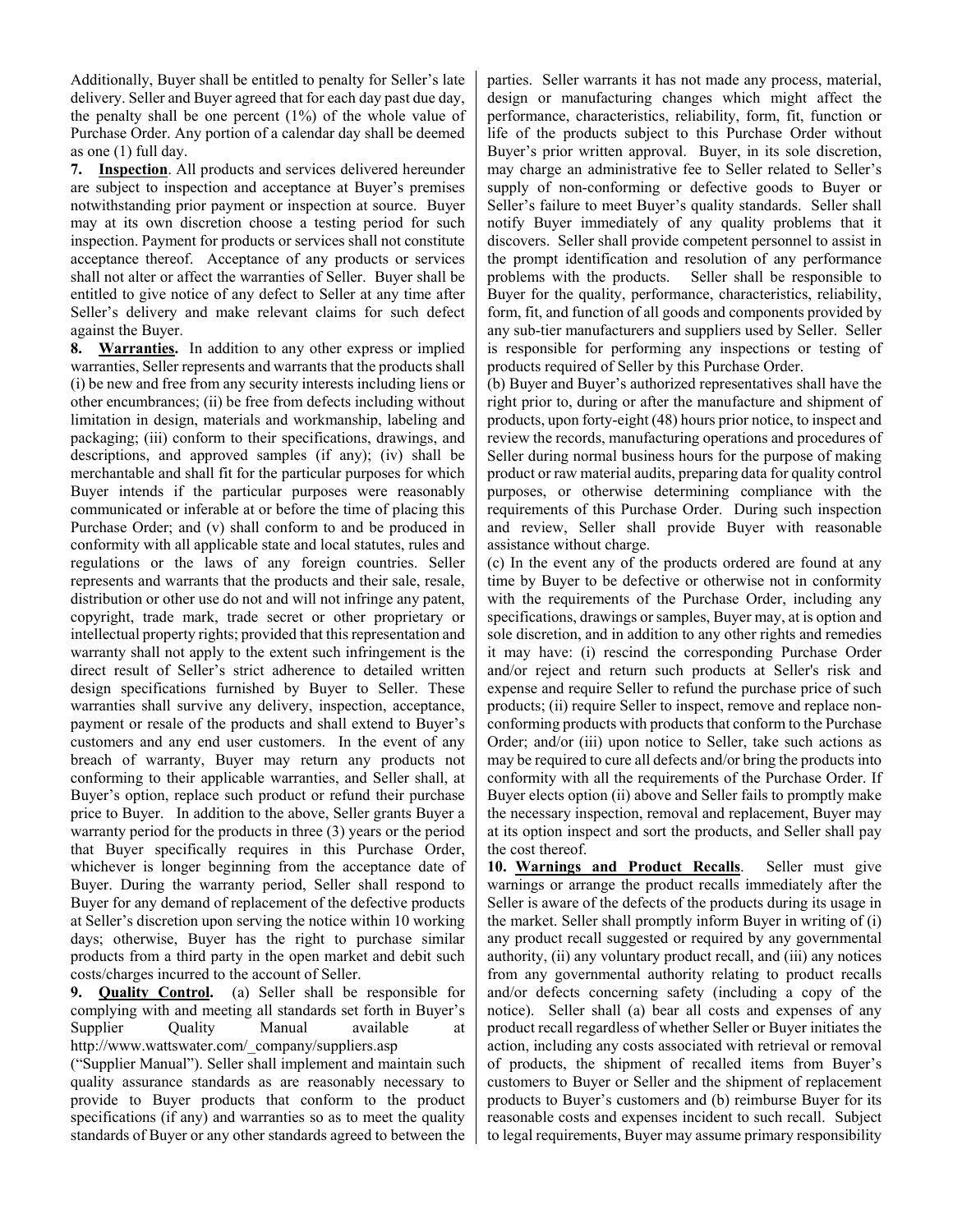Additionally, Buyer shall be entitled to penalty for Seller's late delivery. Seller and Buyer agreed that for each day past due day, the penalty shall be one percent (1%) of the whole value of Purchase Order. Any portion of a calendar day shall be deemed as one (1) full day.

**7. Inspection**. All products and services delivered hereunder are subject to inspection and acceptance at Buyer's premises notwithstanding prior payment or inspection at source. Buyer may at its own discretion choose a testing period for such inspection. Payment for products or services shall not constitute acceptance thereof. Acceptance of any products or services shall not alter or affect the warranties of Seller. Buyer shall be entitled to give notice of any defect to Seller at any time after Seller's delivery and make relevant claims for such defect against the Buyer.

**8. Warranties.** In addition to any other express or implied warranties, Seller represents and warrants that the products shall (i) be new and free from any security interests including liens or other encumbrances; (ii) be free from defects including without limitation in design, materials and workmanship, labeling and packaging; (iii) conform to their specifications, drawings, and descriptions, and approved samples (if any); (iv) shall be merchantable and shall fit for the particular purposes for which Buyer intends if the particular purposes were reasonably communicated or inferable at or before the time of placing this Purchase Order; and (v) shall conform to and be produced in conformity with all applicable state and local statutes, rules and regulations or the laws of any foreign countries. Seller represents and warrants that the products and their sale, resale, distribution or other use do not and will not infringe any patent, copyright, trade mark, trade secret or other proprietary or intellectual property rights; provided that this representation and warranty shall not apply to the extent such infringement is the direct result of Seller's strict adherence to detailed written design specifications furnished by Buyer to Seller. These warranties shall survive any delivery, inspection, acceptance, payment or resale of the products and shall extend to Buyer's customers and any end user customers. In the event of any breach of warranty, Buyer may return any products not conforming to their applicable warranties, and Seller shall, at Buyer's option, replace such product or refund their purchase price to Buyer. In addition to the above, Seller grants Buyer a warranty period for the products in three (3) years or the period that Buyer specifically requires in this Purchase Order, whichever is longer beginning from the acceptance date of Buyer. During the warranty period, Seller shall respond to Buyer for any demand of replacement of the defective products at Seller's discretion upon serving the notice within 10 working days; otherwise, Buyer has the right to purchase similar products from a third party in the open market and debit such costs/charges incurred to the account of Seller.

**9. Quality Control.** (a) Seller shall be responsible for complying with and meeting all standards set forth in Buyer's Supplier Quality Manual available at http://www.wattswater.com/_company/suppliers.asp ("Supplier Manual"). Seller shall implement and maintain such quality assurance standards as are reasonably necessary to provide to Buyer products that conform to the product specifications (if any) and warranties so as to meet the quality standards of Buyer or any other standards agreed to between the parties. Seller warrants it has not made any process, material, design or manufacturing changes which might affect the performance, characteristics, reliability, form, fit, function or life of the products subject to this Purchase Order without Buyer's prior written approval. Buyer, in its sole discretion, may charge an administrative fee to Seller related to Seller's supply of non-conforming or defective goods to Buyer or Seller's failure to meet Buyer's quality standards. Seller shall notify Buyer immediately of any quality problems that it discovers. Seller shall provide competent personnel to assist in the prompt identification and resolution of any performance problems with the products. Seller shall be responsible to Buyer for the quality, performance, characteristics, reliability, form, fit, and function of all goods and components provided by any sub-tier manufacturers and suppliers used by Seller. Seller is responsible for performing any inspections or testing of products required of Seller by this Purchase Order.

(b) Buyer and Buyer's authorized representatives shall have the right prior to, during or after the manufacture and shipment of products, upon forty-eight (48) hours prior notice, to inspect and review the records, manufacturing operations and procedures of Seller during normal business hours for the purpose of making product or raw material audits, preparing data for quality control purposes, or otherwise determining compliance with the requirements of this Purchase Order. During such inspection and review, Seller shall provide Buyer with reasonable assistance without charge.

(c) In the event any of the products ordered are found at any time by Buyer to be defective or otherwise not in conformity with the requirements of the Purchase Order, including any specifications, drawings or samples, Buyer may, at is option and sole discretion, and in addition to any other rights and remedies it may have: (i) rescind the corresponding Purchase Order and/or reject and return such products at Seller's risk and expense and require Seller to refund the purchase price of such products; (ii) require Seller to inspect, remove and replace non-conforming products with products that conform to the Purchase Order; and/or (iii) upon notice to Seller, take such actions as may be required to cure all defects and/or bring the products into conformity with all the requirements of the Purchase Order. If Buyer elects option (ii) above and Seller fails to promptly make the necessary inspection, removal and replacement, Buyer may at its option inspect and sort the products, and Seller shall pay the cost thereof.

**10. Warnings and Product Recalls**. Seller must give warnings or arrange the product recalls immediately after the Seller is aware of the defects of the products during its usage in the market. Seller shall promptly inform Buyer in writing of (i) any product recall suggested or required by any governmental authority, (ii) any voluntary product recall, and (iii) any notices from any governmental authority relating to product recalls and/or defects concerning safety (including a copy of the notice). Seller shall (a) bear all costs and expenses of any product recall regardless of whether Seller or Buyer initiates the action, including any costs associated with retrieval or removal of products, the shipment of recalled items from Buyer's customers to Buyer or Seller and the shipment of replacement products to Buyer's customers and (b) reimburse Buyer for its reasonable costs and expenses incident to such recall. Subject to legal requirements, Buyer may assume primary responsibility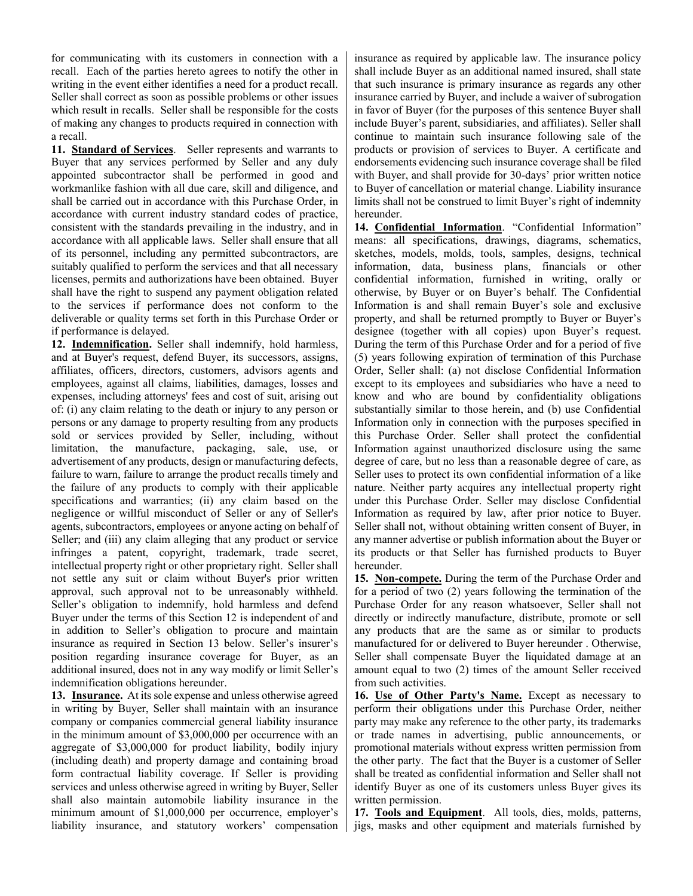for communicating with its customers in connection with a recall. Each of the parties hereto agrees to notify the other in writing in the event either identifies a need for a product recall. Seller shall correct as soon as possible problems or other issues which result in recalls. Seller shall be responsible for the costs of making any changes to products required in connection with a recall.

**11. Standard of Services**. Seller represents and warrants to Buyer that any services performed by Seller and any duly appointed subcontractor shall be performed in good and workmanlike fashion with all due care, skill and diligence, and shall be carried out in accordance with this Purchase Order, in accordance with current industry standard codes of practice, consistent with the standards prevailing in the industry, and in accordance with all applicable laws. Seller shall ensure that all of its personnel, including any permitted subcontractors, are suitably qualified to perform the services and that all necessary licenses, permits and authorizations have been obtained. Buyer shall have the right to suspend any payment obligation related to the services if performance does not conform to the deliverable or quality terms set forth in this Purchase Order or if performance is delayed.

**12. Indemnification.** Seller shall indemnify, hold harmless, and at Buyer's request, defend Buyer, its successors, assigns, affiliates, officers, directors, customers, advisors agents and employees, against all claims, liabilities, damages, losses and expenses, including attorneys' fees and cost of suit, arising out of: (i) any claim relating to the death or injury to any person or persons or any damage to property resulting from any products sold or services provided by Seller, including, without limitation, the manufacture, packaging, sale, use, or advertisement of any products, design or manufacturing defects, failure to warn, failure to arrange the product recalls timely and the failure of any products to comply with their applicable specifications and warranties; (ii) any claim based on the negligence or willful misconduct of Seller or any of Seller's agents, subcontractors, employees or anyone acting on behalf of Seller; and (iii) any claim alleging that any product or service infringes a patent, copyright, trademark, trade secret, intellectual property right or other proprietary right. Seller shall not settle any suit or claim without Buyer's prior written approval, such approval not to be unreasonably withheld. Seller's obligation to indemnify, hold harmless and defend Buyer under the terms of this Section 12 is independent of and in addition to Seller's obligation to procure and maintain insurance as required in Section 13 below. Seller's insurer's position regarding insurance coverage for Buyer, as an additional insured, does not in any way modify or limit Seller's indemnification obligations hereunder.

**13. Insurance.** At its sole expense and unless otherwise agreed in writing by Buyer, Seller shall maintain with an insurance company or companies commercial general liability insurance in the minimum amount of $3,000,000 per occurrence with an aggregate of $3,000,000 for product liability, bodily injury (including death) and property damage and containing broad form contractual liability coverage. If Seller is providing services and unless otherwise agreed in writing by Buyer, Seller shall also maintain automobile liability insurance in the minimum amount of $1,000,000 per occurrence, employer's liability insurance, and statutory workers' compensation insurance as required by applicable law. The insurance policy shall include Buyer as an additional named insured, shall state that such insurance is primary insurance as regards any other insurance carried by Buyer, and include a waiver of subrogation in favor of Buyer (for the purposes of this sentence Buyer shall include Buyer's parent, subsidiaries, and affiliates). Seller shall continue to maintain such insurance following sale of the products or provision of services to Buyer. A certificate and endorsements evidencing such insurance coverage shall be filed with Buyer, and shall provide for 30-days' prior written notice to Buyer of cancellation or material change. Liability insurance limits shall not be construed to limit Buyer's right of indemnity hereunder.

**14. Confidential Information**. "Confidential Information" means: all specifications, drawings, diagrams, schematics, sketches, models, molds, tools, samples, designs, technical information, data, business plans, financials or other confidential information, furnished in writing, orally or otherwise, by Buyer or on Buyer's behalf. The Confidential Information is and shall remain Buyer's sole and exclusive property, and shall be returned promptly to Buyer or Buyer's designee (together with all copies) upon Buyer's request. During the term of this Purchase Order and for a period of five (5) years following expiration of termination of this Purchase Order, Seller shall: (a) not disclose Confidential Information except to its employees and subsidiaries who have a need to know and who are bound by confidentiality obligations substantially similar to those herein, and (b) use Confidential Information only in connection with the purposes specified in this Purchase Order. Seller shall protect the confidential Information against unauthorized disclosure using the same degree of care, but no less than a reasonable degree of care, as Seller uses to protect its own confidential information of a like nature. Neither party acquires any intellectual property right under this Purchase Order. Seller may disclose Confidential Information as required by law, after prior notice to Buyer. Seller shall not, without obtaining written consent of Buyer, in any manner advertise or publish information about the Buyer or its products or that Seller has furnished products to Buyer hereunder.

**15. Non-compete.** During the term of the Purchase Order and for a period of two (2) years following the termination of the Purchase Order for any reason whatsoever, Seller shall not directly or indirectly manufacture, distribute, promote or sell any products that are the same as or similar to products manufactured for or delivered to Buyer hereunder . Otherwise, Seller shall compensate Buyer the liquidated damage at an amount equal to two (2) times of the amount Seller received from such activities.

**16. Use of Other Party's Name.** Except as necessary to perform their obligations under this Purchase Order, neither party may make any reference to the other party, its trademarks or trade names in advertising, public announcements, or promotional materials without express written permission from the other party. The fact that the Buyer is a customer of Seller shall be treated as confidential information and Seller shall not identify Buyer as one of its customers unless Buyer gives its written permission.

**17. Tools and Equipment**. All tools, dies, molds, patterns, jigs, masks and other equipment and materials furnished by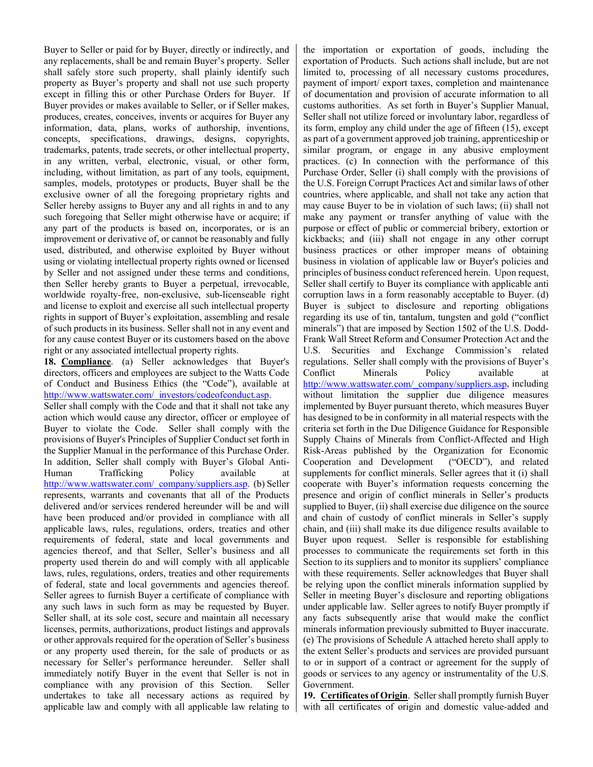Buyer to Seller or paid for by Buyer, directly or indirectly, and any replacements, shall be and remain Buyer's property. Seller shall safely store such property, shall plainly identify such property as Buyer's property and shall not use such property except in filling this or other Purchase Orders for Buyer. If Buyer provides or makes available to Seller, or if Seller makes, produces, creates, conceives, invents or acquires for Buyer any information, data, plans, works of authorship, inventions, concepts, specifications, drawings, designs, copyrights, trademarks, patents, trade secrets, or other intellectual property, in any written, verbal, electronic, visual, or other form, including, without limitation, as part of any tools, equipment, samples, models, prototypes or products, Buyer shall be the exclusive owner of all the foregoing proprietary rights and Seller hereby assigns to Buyer any and all rights in and to any such foregoing that Seller might otherwise have or acquire; if any part of the products is based on, incorporates, or is an improvement or derivative of, or cannot be reasonably and fully used, distributed, and otherwise exploited by Buyer without using or violating intellectual property rights owned or licensed by Seller and not assigned under these terms and conditions, then Seller hereby grants to Buyer a perpetual, irrevocable, worldwide royalty-free, non-exclusive, sub-licenseable right and license to exploit and exercise all such intellectual property rights in support of Buyer's exploitation, assembling and resale of such products in its business. Seller shall not in any event and for any cause contest Buyer or its customers based on the above right or any associated intellectual property rights.

**18. Compliance**. (a) Seller acknowledges that Buyer's directors, officers and employees are subject to the Watts Code of Conduct and Business Ethics (the "Code"), available at http://www.wattswater.com/_investors/codeofconduct.asp. Seller shall comply with the Code and that it shall not take any action which would cause any director, officer or employee of Buyer to violate the Code. Seller shall comply with the provisions of Buyer's Principles of Supplier Conduct set forth in the Supplier Manual in the performance of this Purchase Order. In addition, Seller shall comply with Buyer's Global Anti-Human Trafficking Policy available at http://www.wattswater.com/_company/suppliers.asp. (b) Seller represents, warrants and covenants that all of the Products delivered and/or services rendered hereunder will be and will have been produced and/or provided in compliance with all applicable laws, rules, regulations, orders, treaties and other requirements of federal, state and local governments and agencies thereof, and that Seller, Seller's business and all property used therein do and will comply with all applicable laws, rules, regulations, orders, treaties and other requirements of federal, state and local governments and agencies thereof. Seller agrees to furnish Buyer a certificate of compliance with any such laws in such form as may be requested by Buyer. Seller shall, at its sole cost, secure and maintain all necessary licenses, permits, authorizations, product listings and approvals or other approvals required for the operation of Seller's business or any property used therein, for the sale of products or as necessary for Seller's performance hereunder. Seller shall immediately notify Buyer in the event that Seller is not in compliance with any provision of this Section. Seller undertakes to take all necessary actions as required by applicable law and comply with all applicable law relating to the importation or exportation of goods, including the exportation of Products. Such actions shall include, but are not limited to, processing of all necessary customs procedures, payment of import/ export taxes, completion and maintenance of documentation and provision of accurate information to all customs authorities. As set forth in Buyer's Supplier Manual, Seller shall not utilize forced or involuntary labor, regardless of its form, employ any child under the age of fifteen (15), except as part of a government approved job training, apprenticeship or similar program, or engage in any abusive employment practices. (c) In connection with the performance of this Purchase Order, Seller (i) shall comply with the provisions of the U.S. Foreign Corrupt Practices Act and similar laws of other countries, where applicable, and shall not take any action that may cause Buyer to be in violation of such laws; (ii) shall not make any payment or transfer anything of value with the purpose or effect of public or commercial bribery, extortion or kickbacks; and (iii) shall not engage in any other corrupt business practices or other improper means of obtaining business in violation of applicable law or Buyer's policies and principles of business conduct referenced herein. Upon request, Seller shall certify to Buyer its compliance with applicable anti corruption laws in a form reasonably acceptable to Buyer. (d) Buyer is subject to disclosure and reporting obligations regarding its use of tin, tantalum, tungsten and gold ("conflict minerals") that are imposed by Section 1502 of the U.S. Dodd-Frank Wall Street Reform and Consumer Protection Act and the U.S. Securities and Exchange Commission's related regulations. Seller shall comply with the provisions of Buyer's Conflict Minerals Policy available at http://www.wattswater.com/_company/suppliers.asp, including without limitation the supplier due diligence measures implemented by Buyer pursuant thereto, which measures Buyer has designed to be in conformity in all material respects with the criteria set forth in the Due Diligence Guidance for Responsible Supply Chains of Minerals from Conflict-Affected and High Risk-Areas published by the Organization for Economic Cooperation and Development ("OECD"), and related supplements for conflict minerals. Seller agrees that it (i) shall cooperate with Buyer's information requests concerning the presence and origin of conflict minerals in Seller's products supplied to Buyer, (ii) shall exercise due diligence on the source and chain of custody of conflict minerals in Seller's supply chain, and (iii) shall make its due diligence results available to Buyer upon request. Seller is responsible for establishing processes to communicate the requirements set forth in this Section to its suppliers and to monitor its suppliers' compliance with these requirements. Seller acknowledges that Buyer shall be relying upon the conflict minerals information supplied by Seller in meeting Buyer's disclosure and reporting obligations under applicable law. Seller agrees to notify Buyer promptly if any facts subsequently arise that would make the conflict minerals information previously submitted to Buyer inaccurate. (e) The provisions of Schedule A attached hereto shall apply to the extent Seller's products and services are provided pursuant to or in support of a contract or agreement for the supply of goods or services to any agency or instrumentality of the U.S. Government.

**19. Certificates of Origin**. Seller shall promptly furnish Buyer with all certificates of origin and domestic value-added and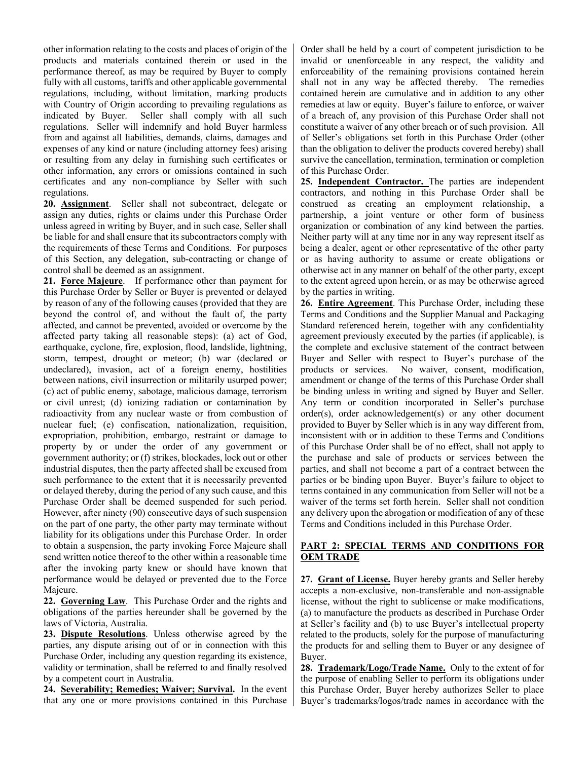other information relating to the costs and places of origin of the products and materials contained therein or used in the performance thereof, as may be required by Buyer to comply fully with all customs, tariffs and other applicable governmental regulations, including, without limitation, marking products with Country of Origin according to prevailing regulations as indicated by Buyer. Seller shall comply with all such regulations. Seller will indemnify and hold Buyer harmless from and against all liabilities, demands, claims, damages and expenses of any kind or nature (including attorney fees) arising or resulting from any delay in furnishing such certificates or other information, any errors or omissions contained in such certificates and any non-compliance by Seller with such regulations.

**20. Assignment**. Seller shall not subcontract, delegate or assign any duties, rights or claims under this Purchase Order unless agreed in writing by Buyer, and in such case, Seller shall be liable for and shall ensure that its subcontractors comply with the requirements of these Terms and Conditions. For purposes of this Section, any delegation, sub-contracting or change of control shall be deemed as an assignment.

**21. Force Majeure**. If performance other than payment for this Purchase Order by Seller or Buyer is prevented or delayed by reason of any of the following causes (provided that they are beyond the control of, and without the fault of, the party affected, and cannot be prevented, avoided or overcome by the affected party taking all reasonable steps): (a) act of God, earthquake, cyclone, fire, explosion, flood, landslide, lightning, storm, tempest, drought or meteor; (b) war (declared or undeclared), invasion, act of a foreign enemy, hostilities between nations, civil insurrection or militarily usurped power; (c) act of public enemy, sabotage, malicious damage, terrorism or civil unrest; (d) ionizing radiation or contamination by radioactivity from any nuclear waste or from combustion of nuclear fuel; (e) confiscation, nationalization, requisition, expropriation, prohibition, embargo, restraint or damage to property by or under the order of any government or government authority; or (f) strikes, blockades, lock out or other industrial disputes, then the party affected shall be excused from such performance to the extent that it is necessarily prevented or delayed thereby, during the period of any such cause, and this Purchase Order shall be deemed suspended for such period. However, after ninety (90) consecutive days of such suspension on the part of one party, the other party may terminate without liability for its obligations under this Purchase Order. In order to obtain a suspension, the party invoking Force Majeure shall send written notice thereof to the other within a reasonable time after the invoking party knew or should have known that performance would be delayed or prevented due to the Force Majeure.

**22. Governing Law**. This Purchase Order and the rights and obligations of the parties hereunder shall be governed by the laws of Victoria, Australia.

**23. Dispute Resolutions**. Unless otherwise agreed by the parties, any dispute arising out of or in connection with this Purchase Order, including any question regarding its existence, validity or termination, shall be referred to and finally resolved by a competent court in Australia.

**24. Severability; Remedies; Waiver; Survival.** In the event that any one or more provisions contained in this Purchase Order shall be held by a court of competent jurisdiction to be invalid or unenforceable in any respect, the validity and enforceability of the remaining provisions contained herein shall not in any way be affected thereby. The remedies contained herein are cumulative and in addition to any other remedies at law or equity. Buyer's failure to enforce, or waiver of a breach of, any provision of this Purchase Order shall not constitute a waiver of any other breach or of such provision. All of Seller's obligations set forth in this Purchase Order (other than the obligation to deliver the products covered hereby) shall survive the cancellation, termination, termination or completion of this Purchase Order.

**25. Independent Contractor.** The parties are independent contractors, and nothing in this Purchase Order shall be construed as creating an employment relationship, a partnership, a joint venture or other form of business organization or combination of any kind between the parties. Neither party will at any time nor in any way represent itself as being a dealer, agent or other representative of the other party or as having authority to assume or create obligations or otherwise act in any manner on behalf of the other party, except to the extent agreed upon herein, or as may be otherwise agreed by the parties in writing.

**26. Entire Agreement**. This Purchase Order, including these Terms and Conditions and the Supplier Manual and Packaging Standard referenced herein, together with any confidentiality agreement previously executed by the parties (if applicable), is the complete and exclusive statement of the contract between Buyer and Seller with respect to Buyer's purchase of the products or services. No waiver, consent, modification, amendment or change of the terms of this Purchase Order shall be binding unless in writing and signed by Buyer and Seller. Any term or condition incorporated in Seller's purchase order(s), order acknowledgement(s) or any other document provided to Buyer by Seller which is in any way different from, inconsistent with or in addition to these Terms and Conditions of this Purchase Order shall be of no effect, shall not apply to the purchase and sale of products or services between the parties, and shall not become a part of a contract between the parties or be binding upon Buyer. Buyer's failure to object to terms contained in any communication from Seller will not be a waiver of the terms set forth herein. Seller shall not condition any delivery upon the abrogation or modification of any of these Terms and Conditions included in this Purchase Order.

## PART 2: SPECIAL TERMS AND CONDITIONS FOR OEM TRADE

**27. Grant of License.** Buyer hereby grants and Seller hereby accepts a non-exclusive, non-transferable and non-assignable license, without the right to sublicense or make modifications, (a) to manufacture the products as described in Purchase Order at Seller's facility and (b) to use Buyer's intellectual property related to the products, solely for the purpose of manufacturing the products for and selling them to Buyer or any designee of Buyer.

**28. Trademark/Logo/Trade Name.** Only to the extent of for the purpose of enabling Seller to perform its obligations under this Purchase Order, Buyer hereby authorizes Seller to place Buyer's trademarks/logos/trade names in accordance with the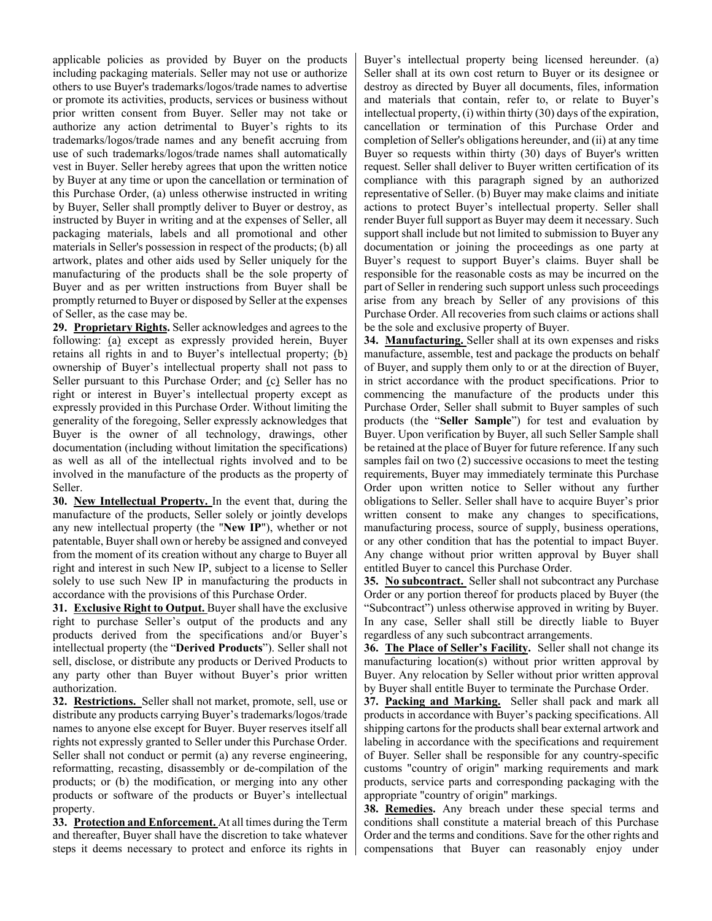applicable policies as provided by Buyer on the products including packaging materials. Seller may not use or authorize others to use Buyer's trademarks/logos/trade names to advertise or promote its activities, products, services or business without prior written consent from Buyer. Seller may not take or authorize any action detrimental to Buyer's rights to its trademarks/logos/trade names and any benefit accruing from use of such trademarks/logos/trade names shall automatically vest in Buyer. Seller hereby agrees that upon the written notice by Buyer at any time or upon the cancellation or termination of this Purchase Order, (a) unless otherwise instructed in writing by Buyer, Seller shall promptly deliver to Buyer or destroy, as instructed by Buyer in writing and at the expenses of Seller, all packaging materials, labels and all promotional and other materials in Seller's possession in respect of the products; (b) all artwork, plates and other aids used by Seller uniquely for the manufacturing of the products shall be the sole property of Buyer and as per written instructions from Buyer shall be promptly returned to Buyer or disposed by Seller at the expenses of Seller, as the case may be.

**29. Proprietary Rights.** Seller acknowledges and agrees to the following: (a) except as expressly provided herein, Buyer retains all rights in and to Buyer's intellectual property; (b) ownership of Buyer's intellectual property shall not pass to Seller pursuant to this Purchase Order; and (c) Seller has no right or interest in Buyer's intellectual property except as expressly provided in this Purchase Order. Without limiting the generality of the foregoing, Seller expressly acknowledges that Buyer is the owner of all technology, drawings, other documentation (including without limitation the specifications) as well as all of the intellectual rights involved and to be involved in the manufacture of the products as the property of Seller.

**30. New Intellectual Property.** In the event that, during the manufacture of the products, Seller solely or jointly develops any new intellectual property (the "**New IP**"), whether or not patentable, Buyer shall own or hereby be assigned and conveyed from the moment of its creation without any charge to Buyer all right and interest in such New IP, subject to a license to Seller solely to use such New IP in manufacturing the products in accordance with the provisions of this Purchase Order.

**31. Exclusive Right to Output.** Buyer shall have the exclusive right to purchase Seller's output of the products and any products derived from the specifications and/or Buyer's intellectual property (the "**Derived Products**"). Seller shall not sell, disclose, or distribute any products or Derived Products to any party other than Buyer without Buyer's prior written authorization.

**32. Restrictions.** Seller shall not market, promote, sell, use or distribute any products carrying Buyer's trademarks/logos/trade names to anyone else except for Buyer. Buyer reserves itself all rights not expressly granted to Seller under this Purchase Order. Seller shall not conduct or permit (a) any reverse engineering, reformatting, recasting, disassembly or de-compilation of the products; or (b) the modification, or merging into any other products or software of the products or Buyer's intellectual property.

**33. Protection and Enforcement.** At all times during the Term and thereafter, Buyer shall have the discretion to take whatever steps it deems necessary to protect and enforce its rights in Buyer's intellectual property being licensed hereunder. (a) Seller shall at its own cost return to Buyer or its designee or destroy as directed by Buyer all documents, files, information and materials that contain, refer to, or relate to Buyer's intellectual property, (i) within thirty (30) days of the expiration, cancellation or termination of this Purchase Order and completion of Seller's obligations hereunder, and (ii) at any time Buyer so requests within thirty (30) days of Buyer's written request. Seller shall deliver to Buyer written certification of its compliance with this paragraph signed by an authorized representative of Seller. (b) Buyer may make claims and initiate actions to protect Buyer's intellectual property. Seller shall render Buyer full support as Buyer may deem it necessary. Such support shall include but not limited to submission to Buyer any documentation or joining the proceedings as one party at Buyer's request to support Buyer's claims. Buyer shall be responsible for the reasonable costs as may be incurred on the part of Seller in rendering such support unless such proceedings arise from any breach by Seller of any provisions of this Purchase Order. All recoveries from such claims or actions shall be the sole and exclusive property of Buyer.

**34. Manufacturing.** Seller shall at its own expenses and risks manufacture, assemble, test and package the products on behalf of Buyer, and supply them only to or at the direction of Buyer, in strict accordance with the product specifications. Prior to commencing the manufacture of the products under this Purchase Order, Seller shall submit to Buyer samples of such products (the "**Seller Sample**") for test and evaluation by Buyer. Upon verification by Buyer, all such Seller Sample shall be retained at the place of Buyer for future reference. If any such samples fail on two (2) successive occasions to meet the testing requirements, Buyer may immediately terminate this Purchase Order upon written notice to Seller without any further obligations to Seller. Seller shall have to acquire Buyer's prior written consent to make any changes to specifications, manufacturing process, source of supply, business operations, or any other condition that has the potential to impact Buyer. Any change without prior written approval by Buyer shall entitled Buyer to cancel this Purchase Order.

**35. No subcontract.** Seller shall not subcontract any Purchase Order or any portion thereof for products placed by Buyer (the "Subcontract") unless otherwise approved in writing by Buyer. In any case, Seller shall still be directly liable to Buyer regardless of any such subcontract arrangements.

**36. The Place of Seller's Facility.** Seller shall not change its manufacturing location(s) without prior written approval by Buyer. Any relocation by Seller without prior written approval by Buyer shall entitle Buyer to terminate the Purchase Order.

**37. Packing and Marking.** Seller shall pack and mark all products in accordance with Buyer's packing specifications. All shipping cartons for the products shall bear external artwork and labeling in accordance with the specifications and requirement of Buyer. Seller shall be responsible for any country-specific customs "country of origin" marking requirements and mark products, service parts and corresponding packaging with the appropriate "country of origin" markings.

**38. Remedies.** Any breach under these special terms and conditions shall constitute a material breach of this Purchase Order and the terms and conditions. Save for the other rights and compensations that Buyer can reasonably enjoy under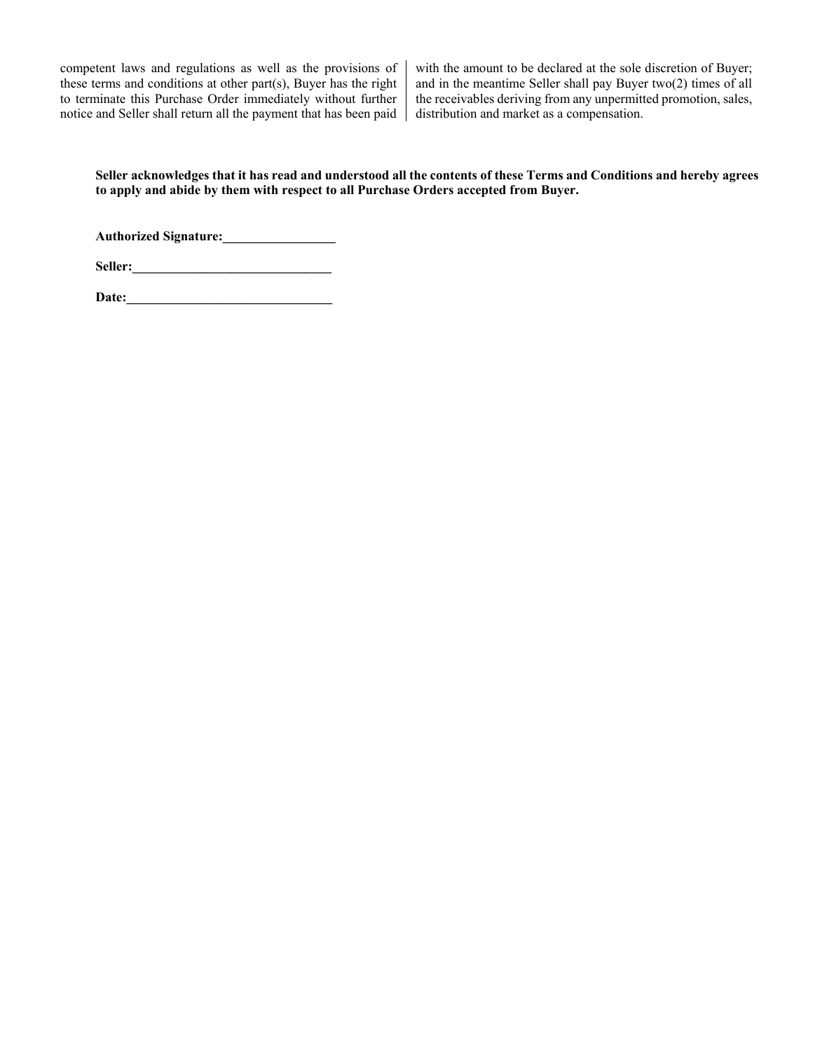competent laws and regulations as well as the provisions of these terms and conditions at other part(s), Buyer has the right to terminate this Purchase Order immediately without further notice and Seller shall return all the payment that has been paid with the amount to be declared at the sole discretion of Buyer; and in the meantime Seller shall pay Buyer two(2) times of all the receivables deriving from any unpermitted promotion, sales, distribution and market as a compensation.

**Seller acknowledges that it has read and understood all the contents of these Terms and Conditions and hereby agrees to apply and abide by them with respect to all Purchase Orders accepted from Buyer.**

**Authorized Signature:\_\_\_\_\_\_\_\_\_\_\_\_\_\_\_\_\_**

**Seller:\_\_\_\_\_\_\_\_\_\_\_\_\_\_\_\_\_\_\_\_\_\_\_\_\_\_\_\_\_\_**

**Date:\_\_\_\_\_\_\_\_\_\_\_\_\_\_\_\_\_\_\_\_\_\_\_\_\_\_\_\_\_\_\_**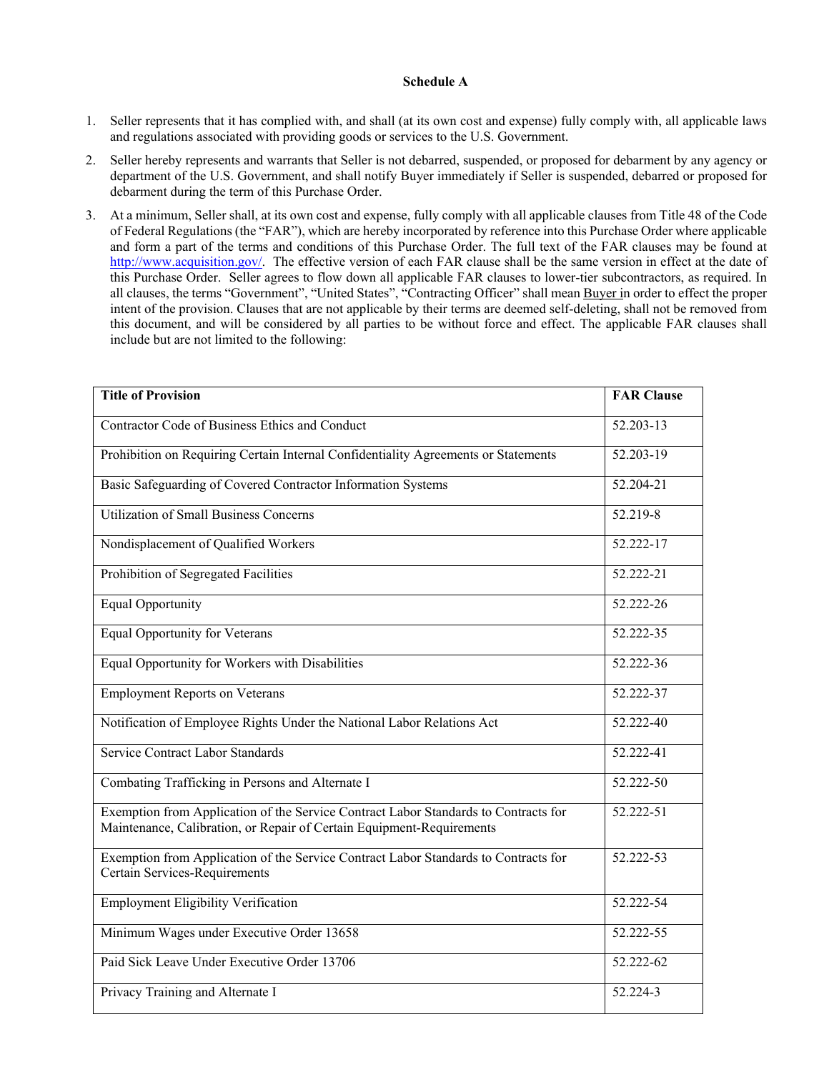**Schedule A**

1. Seller represents that it has complied with, and shall (at its own cost and expense) fully comply with, all applicable laws and regulations associated with providing goods or services to the U.S. Government.
2. Seller hereby represents and warrants that Seller is not debarred, suspended, or proposed for debarment by any agency or department of the U.S. Government, and shall notify Buyer immediately if Seller is suspended, debarred or proposed for debarment during the term of this Purchase Order.
3. At a minimum, Seller shall, at its own cost and expense, fully comply with all applicable clauses from Title 48 of the Code of Federal Regulations (the "FAR"), which are hereby incorporated by reference into this Purchase Order where applicable and form a part of the terms and conditions of this Purchase Order. The full text of the FAR clauses may be found at http://www.acquisition.gov/. The effective version of each FAR clause shall be the same version in effect at the date of this Purchase Order. Seller agrees to flow down all applicable FAR clauses to lower-tier subcontractors, as required. In all clauses, the terms "Government", "United States", "Contracting Officer" shall mean Buyer in order to effect the proper intent of the provision. Clauses that are not applicable by their terms are deemed self-deleting, shall not be removed from this document, and will be considered by all parties to be without force and effect. The applicable FAR clauses shall include but are not limited to the following:

| Title of Provision | FAR Clause |
|---|---|
| Contractor Code of Business Ethics and Conduct | 52.203-13 |
| Prohibition on Requiring Certain Internal Confidentiality Agreements or Statements | 52.203-19 |
| Basic Safeguarding of Covered Contractor Information Systems | 52.204-21 |
| Utilization of Small Business Concerns | 52.219-8 |
| Nondisplacement of Qualified Workers | 52.222-17 |
| Prohibition of Segregated Facilities | 52.222-21 |
| Equal Opportunity | 52.222-26 |
| Equal Opportunity for Veterans | 52.222-35 |
| Equal Opportunity for Workers with Disabilities | 52.222-36 |
| Employment Reports on Veterans | 52.222-37 |
| Notification of Employee Rights Under the National Labor Relations Act | 52.222-40 |
| Service Contract Labor Standards | 52.222-41 |
| Combating Trafficking in Persons and Alternate I | 52.222-50 |
| Exemption from Application of the Service Contract Labor Standards to Contracts for Maintenance, Calibration, or Repair of Certain Equipment-Requirements | 52.222-51 |
| Exemption from Application of the Service Contract Labor Standards to Contracts for Certain Services-Requirements | 52.222-53 |
| Employment Eligibility Verification | 52.222-54 |
| Minimum Wages under Executive Order 13658 | 52.222-55 |
| Paid Sick Leave Under Executive Order 13706 | 52.222-62 |
| Privacy Training and Alternate I | 52.224-3 |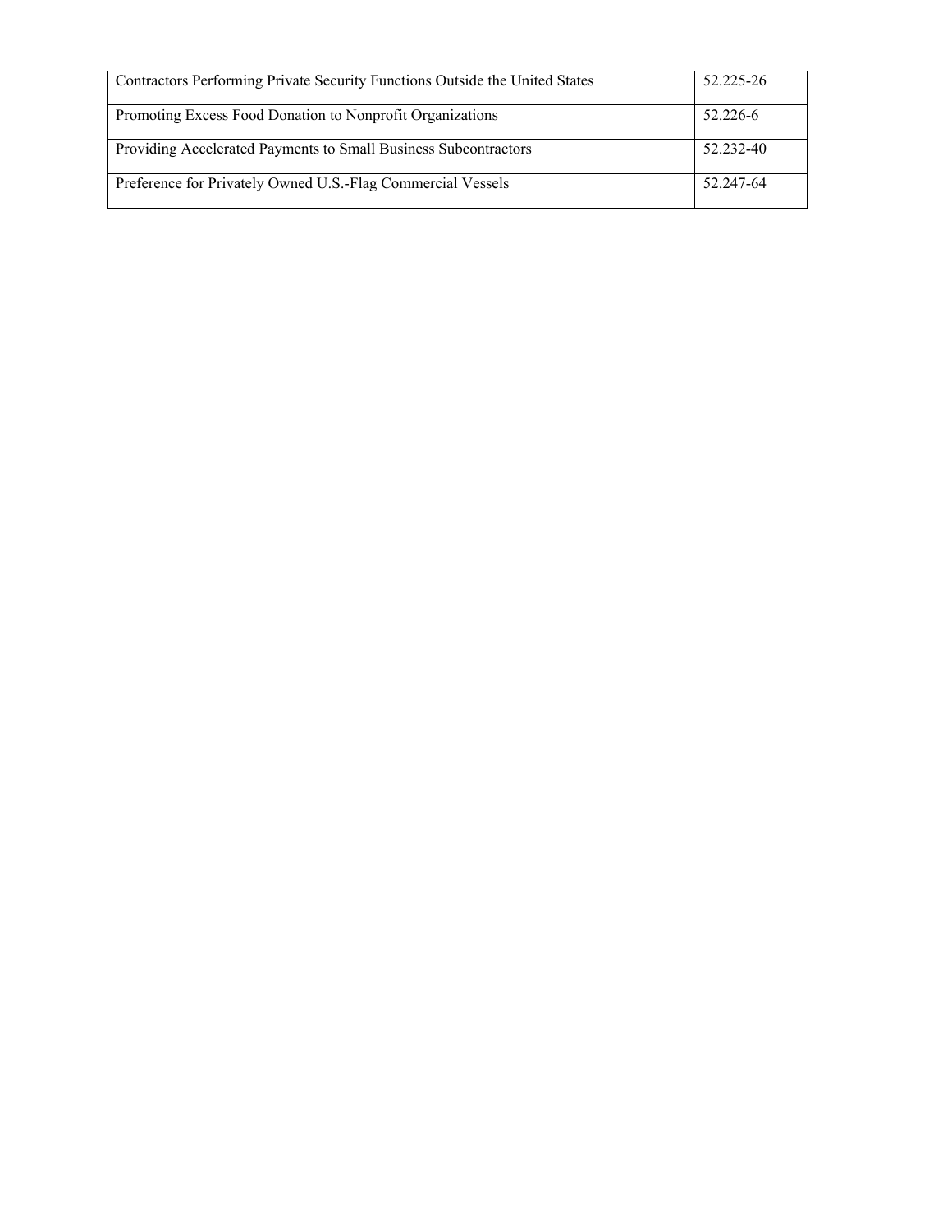| | |
|---|---|
| Contractors Performing Private Security Functions Outside the United States | 52.225-26 |
| Promoting Excess Food Donation to Nonprofit Organizations | 52.226-6 |
| Providing Accelerated Payments to Small Business Subcontractors | 52.232-40 |
| Preference for Privately Owned U.S.-Flag Commercial Vessels | 52.247-64 |